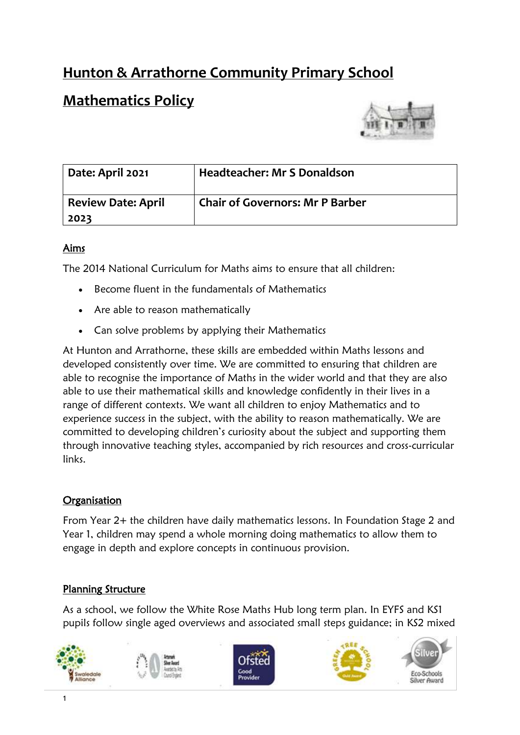# Hunton & Arrathorne Community Primary School

# Mathematics Policy

| Date: April 2021 | Headteacher: Mr S Donaldson |
|---|---|
| Review Date: April 2023 | Chair of Governors: Mr P Barber |

## Aims

The 2014 National Curriculum for Maths aims to ensure that all children:

- Become fluent in the fundamentals of Mathematics
- Are able to reason mathematically
- Can solve problems by applying their Mathematics

At Hunton and Arrathorne, these skills are embedded within Maths lessons and developed consistently over time. We are committed to ensuring that children are able to recognise the importance of Maths in the wider world and that they are also able to use their mathematical skills and knowledge confidently in their lives in a range of different contexts. We want all children to enjoy Mathematics and to experience success in the subject, with the ability to reason mathematically. We are committed to developing children's curiosity about the subject and supporting them through innovative teaching styles, accompanied by rich resources and cross-curricular links.

## Organisation

From Year 2+ the children have daily mathematics lessons. In Foundation Stage 2 and Year 1, children may spend a whole morning doing mathematics to allow them to engage in depth and explore concepts in continuous provision.

## Planning Structure

As a school, we follow the White Rose Maths Hub long term plan. In EYFS and KS1 pupils follow single aged overviews and associated small steps guidance; in KS2 mixed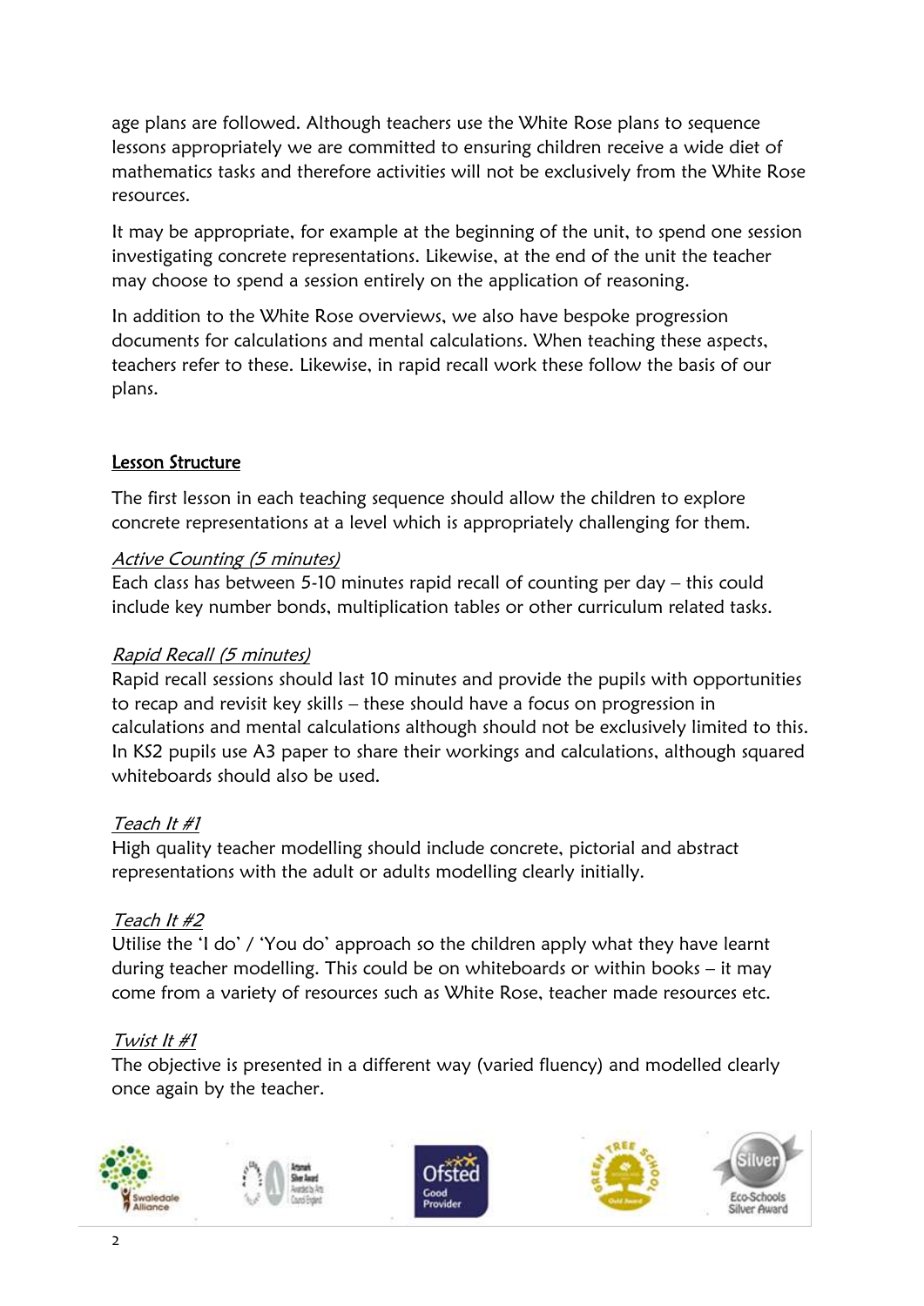age plans are followed. Although teachers use the White Rose plans to sequence lessons appropriately we are committed to ensuring children receive a wide diet of mathematics tasks and therefore activities will not be exclusively from the White Rose resources.

It may be appropriate, for example at the beginning of the unit, to spend one session investigating concrete representations. Likewise, at the end of the unit the teacher may choose to spend a session entirely on the application of reasoning.

In addition to the White Rose overviews, we also have bespoke progression documents for calculations and mental calculations. When teaching these aspects, teachers refer to these. Likewise, in rapid recall work these follow the basis of our plans.

## Lesson Structure

The first lesson in each teaching sequence should allow the children to explore concrete representations at a level which is appropriately challenging for them.

*Active Counting (5 minutes)*
Each class has between 5-10 minutes rapid recall of counting per day – this could include key number bonds, multiplication tables or other curriculum related tasks.

*Rapid Recall (5 minutes)*
Rapid recall sessions should last 10 minutes and provide the pupils with opportunities to recap and revisit key skills – these should have a focus on progression in calculations and mental calculations although should not be exclusively limited to this. In KS2 pupils use A3 paper to share their workings and calculations, although squared whiteboards should also be used.

*Teach It #1*
High quality teacher modelling should include concrete, pictorial and abstract representations with the adult or adults modelling clearly initially.

*Teach It #2*
Utilise the 'I do' / 'You do' approach so the children apply what they have learnt during teacher modelling. This could be on whiteboards or within books – it may come from a variety of resources such as White Rose, teacher made resources etc.

*Twist It #1*
The objective is presented in a different way (varied fluency) and modelled clearly once again by the teacher.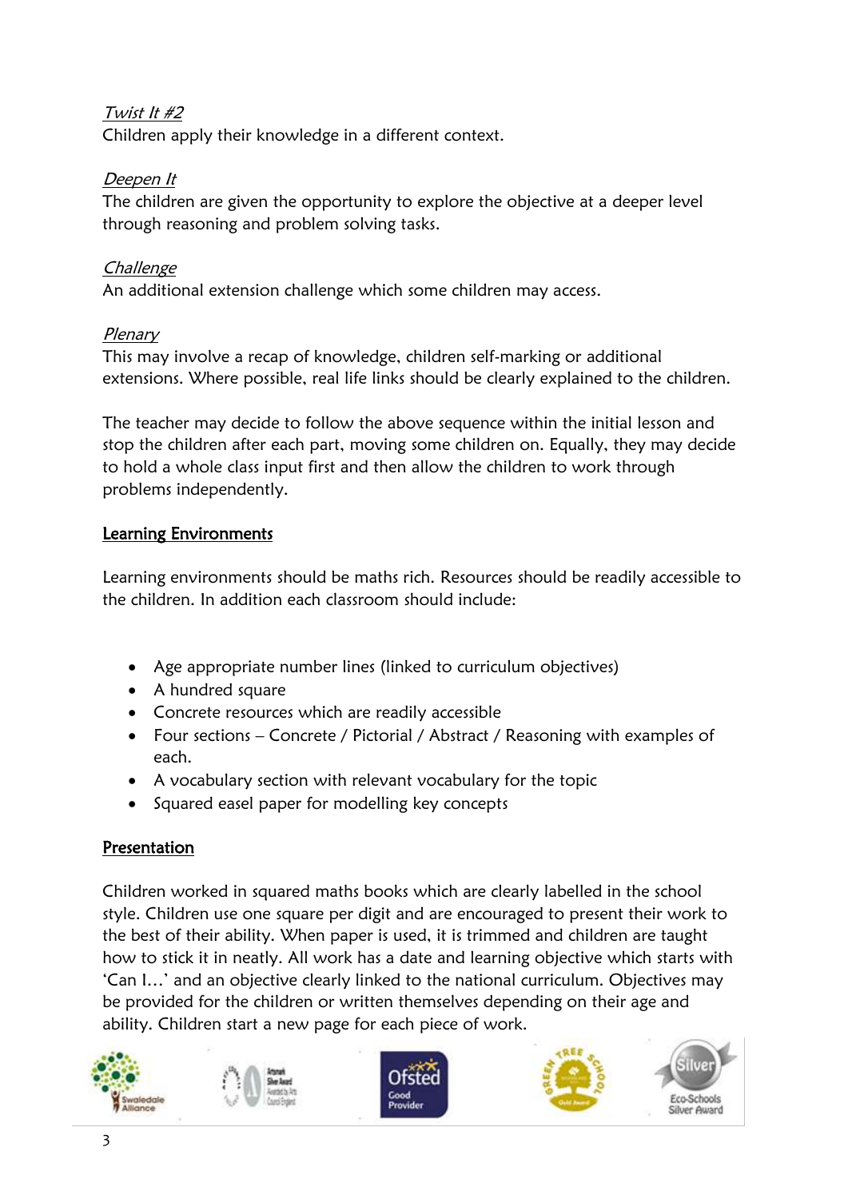*Twist It #2*
Children apply their knowledge in a different context.

*Deepen It*
The children are given the opportunity to explore the objective at a deeper level through reasoning and problem solving tasks.

*Challenge*
An additional extension challenge which some children may access.

*Plenary*
This may involve a recap of knowledge, children self-marking or additional extensions. Where possible, real life links should be clearly explained to the children.

The teacher may decide to follow the above sequence within the initial lesson and stop the children after each part, moving some children on. Equally, they may decide to hold a whole class input first and then allow the children to work through problems independently.

## Learning Environments

Learning environments should be maths rich. Resources should be readily accessible to the children. In addition each classroom should include:

- Age appropriate number lines (linked to curriculum objectives)
- A hundred square
- Concrete resources which are readily accessible
- Four sections – Concrete / Pictorial / Abstract / Reasoning with examples of each.
- A vocabulary section with relevant vocabulary for the topic
- Squared easel paper for modelling key concepts

## Presentation

Children worked in squared maths books which are clearly labelled in the school style. Children use one square per digit and are encouraged to present their work to the best of their ability. When paper is used, it is trimmed and children are taught how to stick it in neatly. All work has a date and learning objective which starts with 'Can I…' and an objective clearly linked to the national curriculum. Objectives may be provided for the children or written themselves depending on their age and ability. Children start a new page for each piece of work.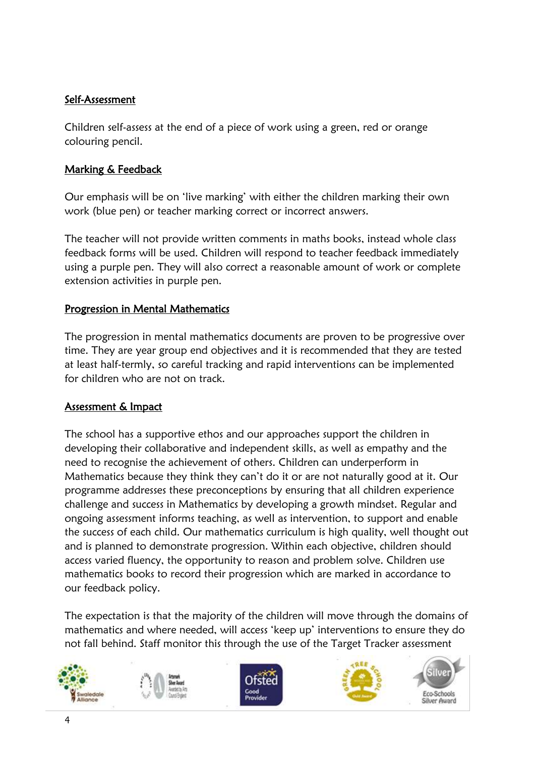## Self-Assessment

Children self-assess at the end of a piece of work using a green, red or orange colouring pencil.

## Marking & Feedback

Our emphasis will be on 'live marking' with either the children marking their own work (blue pen) or teacher marking correct or incorrect answers.

The teacher will not provide written comments in maths books, instead whole class feedback forms will be used. Children will respond to teacher feedback immediately using a purple pen. They will also correct a reasonable amount of work or complete extension activities in purple pen.

## Progression in Mental Mathematics

The progression in mental mathematics documents are proven to be progressive over time. They are year group end objectives and it is recommended that they are tested at least half-termly, so careful tracking and rapid interventions can be implemented for children who are not on track.

## Assessment & Impact

The school has a supportive ethos and our approaches support the children in developing their collaborative and independent skills, as well as empathy and the need to recognise the achievement of others. Children can underperform in Mathematics because they think they can't do it or are not naturally good at it. Our programme addresses these preconceptions by ensuring that all children experience challenge and success in Mathematics by developing a growth mindset. Regular and ongoing assessment informs teaching, as well as intervention, to support and enable the success of each child. Our mathematics curriculum is high quality, well thought out and is planned to demonstrate progression. Within each objective, children should access varied fluency, the opportunity to reason and problem solve. Children use mathematics books to record their progression which are marked in accordance to our feedback policy.

The expectation is that the majority of the children will move through the domains of mathematics and where needed, will access 'keep up' interventions to ensure they do not fall behind. Staff monitor this through the use of the Target Tracker assessment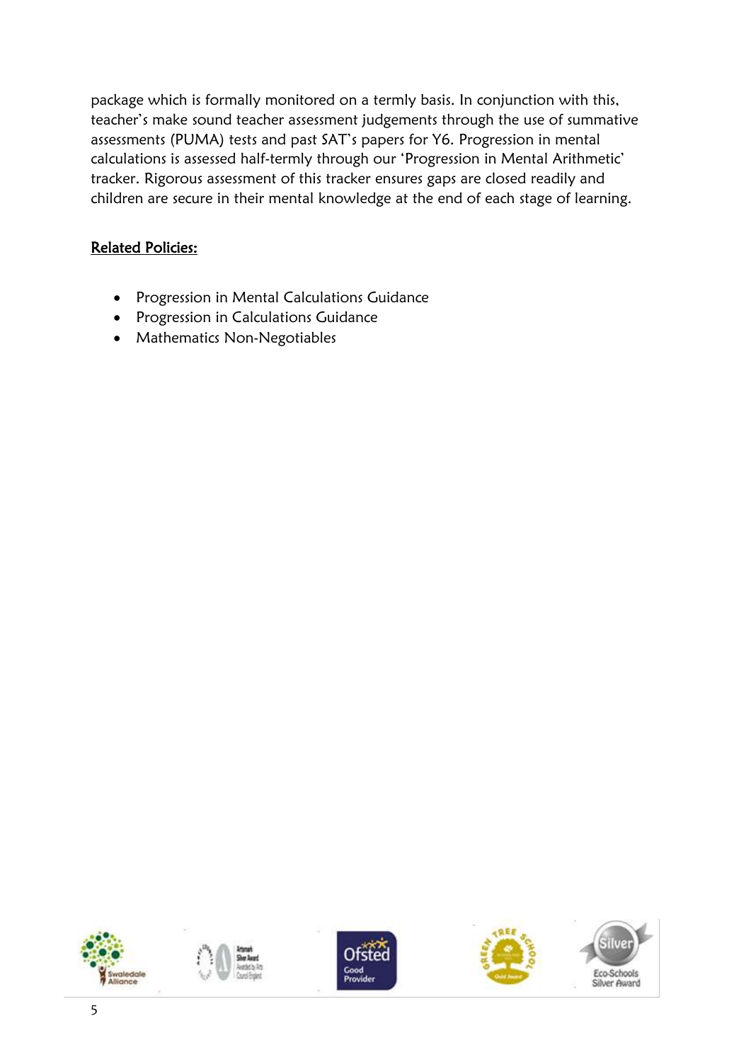package which is formally monitored on a termly basis. In conjunction with this, teacher's make sound teacher assessment judgements through the use of summative assessments (PUMA) tests and past SAT's papers for Y6. Progression in mental calculations is assessed half-termly through our 'Progression in Mental Arithmetic' tracker. Rigorous assessment of this tracker ensures gaps are closed readily and children are secure in their mental knowledge at the end of each stage of learning.

**Related Policies:**

- Progression in Mental Calculations Guidance
- Progression in Calculations Guidance
- Mathematics Non-Negotiables